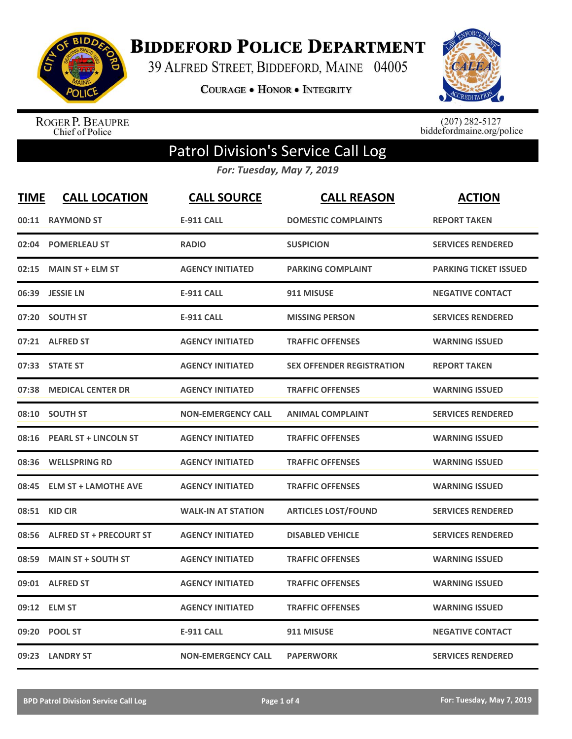# Biddeford Police Department

39 Alfred Street, Biddeford, Maine 04005

Courage • Honor • Integrity

Roger P. Beaupre
Chief of Police

(207) 282-5127
biddefordmaine.org/police

## Patrol Division's Service Call Log

*For: Tuesday, May 7, 2019*

| TIME | CALL LOCATION | CALL SOURCE | CALL REASON | ACTION |
|---|---|---|---|---|
| 00:11 | RAYMOND ST | E-911 CALL | DOMESTIC COMPLAINTS | REPORT TAKEN |
| 02:04 | POMERLEAU ST | RADIO | SUSPICION | SERVICES RENDERED |
| 02:15 | MAIN ST + ELM ST | AGENCY INITIATED | PARKING COMPLAINT | PARKING TICKET ISSUED |
| 06:39 | JESSIE LN | E-911 CALL | 911 MISUSE | NEGATIVE CONTACT |
| 07:20 | SOUTH ST | E-911 CALL | MISSING PERSON | SERVICES RENDERED |
| 07:21 | ALFRED ST | AGENCY INITIATED | TRAFFIC OFFENSES | WARNING ISSUED |
| 07:33 | STATE ST | AGENCY INITIATED | SEX OFFENDER REGISTRATION | REPORT TAKEN |
| 07:38 | MEDICAL CENTER DR | AGENCY INITIATED | TRAFFIC OFFENSES | WARNING ISSUED |
| 08:10 | SOUTH ST | NON-EMERGENCY CALL | ANIMAL COMPLAINT | SERVICES RENDERED |
| 08:16 | PEARL ST + LINCOLN ST | AGENCY INITIATED | TRAFFIC OFFENSES | WARNING ISSUED |
| 08:36 | WELLSPRING RD | AGENCY INITIATED | TRAFFIC OFFENSES | WARNING ISSUED |
| 08:45 | ELM ST + LAMOTHE AVE | AGENCY INITIATED | TRAFFIC OFFENSES | WARNING ISSUED |
| 08:51 | KID CIR | WALK-IN AT STATION | ARTICLES LOST/FOUND | SERVICES RENDERED |
| 08:56 | ALFRED ST + PRECOURT ST | AGENCY INITIATED | DISABLED VEHICLE | SERVICES RENDERED |
| 08:59 | MAIN ST + SOUTH ST | AGENCY INITIATED | TRAFFIC OFFENSES | WARNING ISSUED |
| 09:01 | ALFRED ST | AGENCY INITIATED | TRAFFIC OFFENSES | WARNING ISSUED |
| 09:12 | ELM ST | AGENCY INITIATED | TRAFFIC OFFENSES | WARNING ISSUED |
| 09:20 | POOL ST | E-911 CALL | 911 MISUSE | NEGATIVE CONTACT |
| 09:23 | LANDRY ST | NON-EMERGENCY CALL | PAPERWORK | SERVICES RENDERED |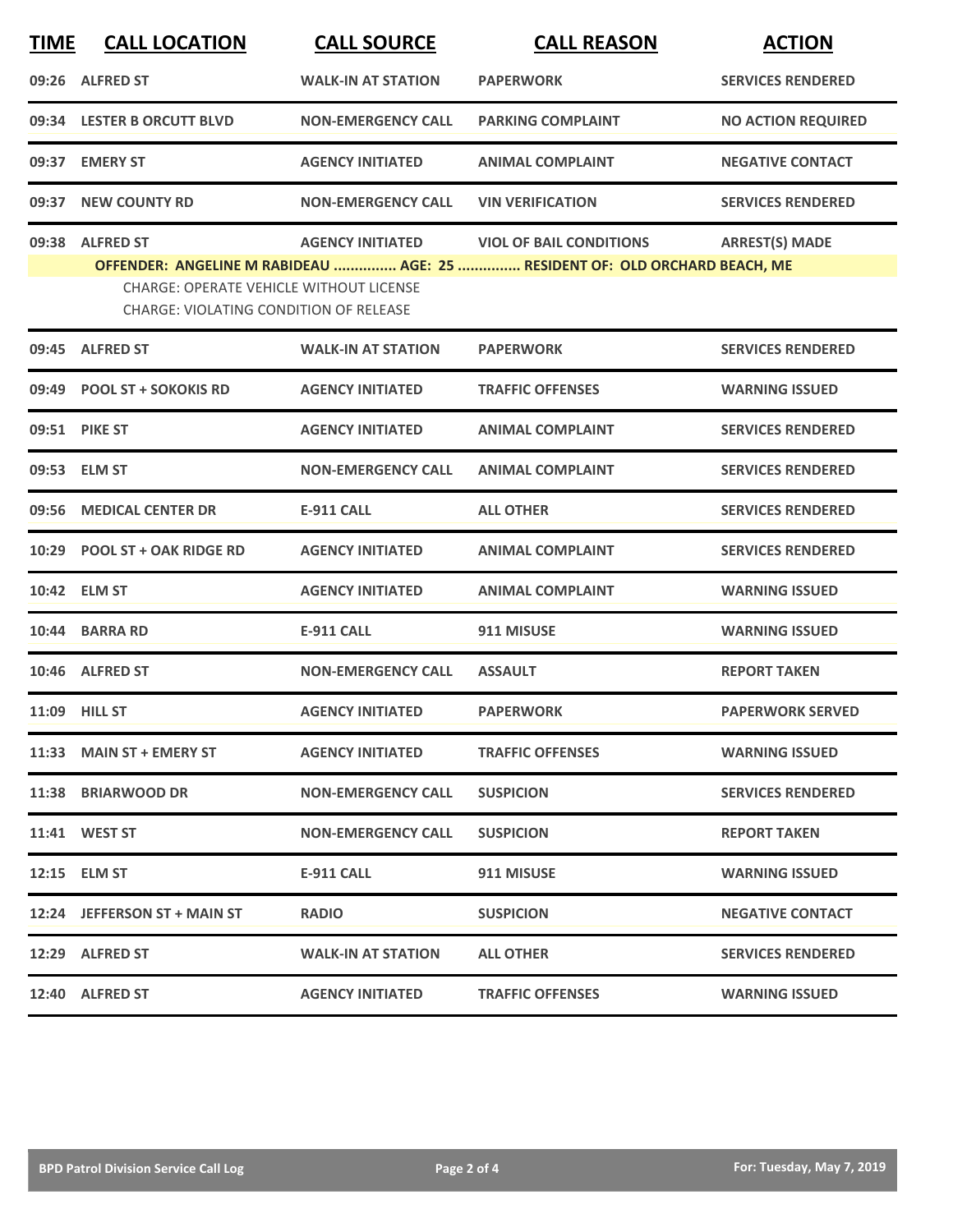| TIME | CALL LOCATION | CALL SOURCE | CALL REASON | ACTION |
|---|---|---|---|---|
| 09:26 | ALFRED ST | WALK-IN AT STATION | PAPERWORK | SERVICES RENDERED |
| 09:34 | LESTER B ORCUTT BLVD | NON-EMERGENCY CALL | PARKING COMPLAINT | NO ACTION REQUIRED |
| 09:37 | EMERY ST | AGENCY INITIATED | ANIMAL COMPLAINT | NEGATIVE CONTACT |
| 09:37 | NEW COUNTY RD | NON-EMERGENCY CALL | VIN VERIFICATION | SERVICES RENDERED |
| 09:38 | ALFRED ST | AGENCY INITIATED | VIOL OF BAIL CONDITIONS | ARREST(S) MADE |

**OFFENDER: ANGELINE M RABIDEAU ............... AGE: 25 ............... RESIDENT OF: OLD ORCHARD BEACH, ME**

CHARGE: OPERATE VEHICLE WITHOUT LICENSE
CHARGE: VIOLATING CONDITION OF RELEASE

| TIME | CALL LOCATION | CALL SOURCE | CALL REASON | ACTION |
|---|---|---|---|---|
| 09:45 | ALFRED ST | WALK-IN AT STATION | PAPERWORK | SERVICES RENDERED |
| 09:49 | POOL ST + SOKOKIS RD | AGENCY INITIATED | TRAFFIC OFFENSES | WARNING ISSUED |
| 09:51 | PIKE ST | AGENCY INITIATED | ANIMAL COMPLAINT | SERVICES RENDERED |
| 09:53 | ELM ST | NON-EMERGENCY CALL | ANIMAL COMPLAINT | SERVICES RENDERED |
| 09:56 | MEDICAL CENTER DR | E-911 CALL | ALL OTHER | SERVICES RENDERED |
| 10:29 | POOL ST + OAK RIDGE RD | AGENCY INITIATED | ANIMAL COMPLAINT | SERVICES RENDERED |
| 10:42 | ELM ST | AGENCY INITIATED | ANIMAL COMPLAINT | WARNING ISSUED |
| 10:44 | BARRA RD | E-911 CALL | 911 MISUSE | WARNING ISSUED |
| 10:46 | ALFRED ST | NON-EMERGENCY CALL | ASSAULT | REPORT TAKEN |
| 11:09 | HILL ST | AGENCY INITIATED | PAPERWORK | PAPERWORK SERVED |
| 11:33 | MAIN ST + EMERY ST | AGENCY INITIATED | TRAFFIC OFFENSES | WARNING ISSUED |
| 11:38 | BRIARWOOD DR | NON-EMERGENCY CALL | SUSPICION | SERVICES RENDERED |
| 11:41 | WEST ST | NON-EMERGENCY CALL | SUSPICION | REPORT TAKEN |
| 12:15 | ELM ST | E-911 CALL | 911 MISUSE | WARNING ISSUED |
| 12:24 | JEFFERSON ST + MAIN ST | RADIO | SUSPICION | NEGATIVE CONTACT |
| 12:29 | ALFRED ST | WALK-IN AT STATION | ALL OTHER | SERVICES RENDERED |
| 12:40 | ALFRED ST | AGENCY INITIATED | TRAFFIC OFFENSES | WARNING ISSUED |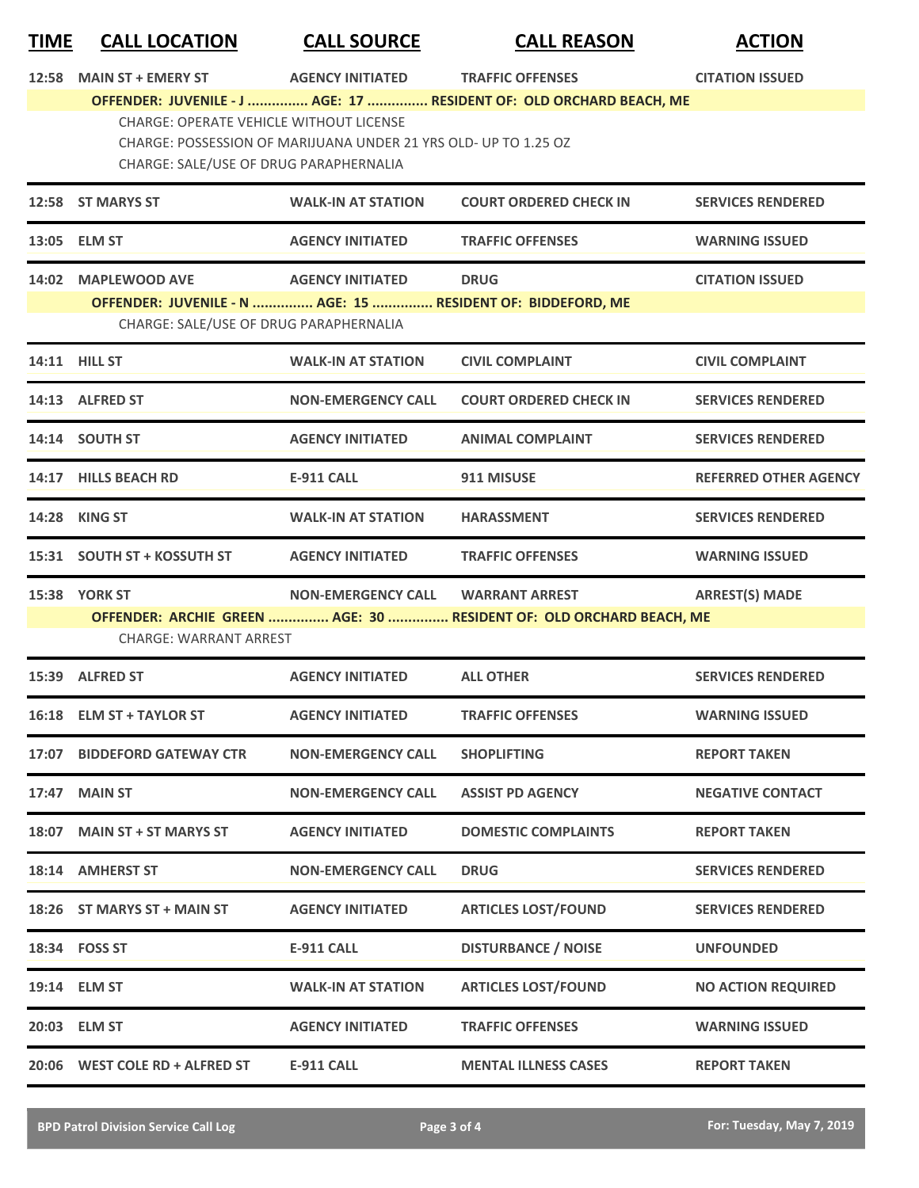| TIME | CALL LOCATION | CALL SOURCE | CALL REASON | ACTION |
|---|---|---|---|---|
| 12:58 | MAIN ST + EMERY ST | AGENCY INITIATED | TRAFFIC OFFENSES | CITATION ISSUED |
| | **OFFENDER: JUVENILE - J ............... AGE: 17 ............... RESIDENT OF: OLD ORCHARD BEACH, ME** | | | |
| | CHARGE: OPERATE VEHICLE WITHOUT LICENSE | | | |
| | CHARGE: POSSESSION OF MARIJUANA UNDER 21 YRS OLD- UP TO 1.25 OZ | | | |
| | CHARGE: SALE/USE OF DRUG PARAPHERNALIA | | | |
| 12:58 | ST MARYS ST | WALK-IN AT STATION | COURT ORDERED CHECK IN | SERVICES RENDERED |
| 13:05 | ELM ST | AGENCY INITIATED | TRAFFIC OFFENSES | WARNING ISSUED |
| 14:02 | MAPLEWOOD AVE | AGENCY INITIATED | DRUG | CITATION ISSUED |
| | **OFFENDER: JUVENILE - N ............... AGE: 15 ............... RESIDENT OF: BIDDEFORD, ME** | | | |
| | CHARGE: SALE/USE OF DRUG PARAPHERNALIA | | | |
| 14:11 | HILL ST | WALK-IN AT STATION | CIVIL COMPLAINT | CIVIL COMPLAINT |
| 14:13 | ALFRED ST | NON-EMERGENCY CALL | COURT ORDERED CHECK IN | SERVICES RENDERED |
| 14:14 | SOUTH ST | AGENCY INITIATED | ANIMAL COMPLAINT | SERVICES RENDERED |
| 14:17 | HILLS BEACH RD | E-911 CALL | 911 MISUSE | REFERRED OTHER AGENCY |
| 14:28 | KING ST | WALK-IN AT STATION | HARASSMENT | SERVICES RENDERED |
| 15:31 | SOUTH ST + KOSSUTH ST | AGENCY INITIATED | TRAFFIC OFFENSES | WARNING ISSUED |
| 15:38 | YORK ST | NON-EMERGENCY CALL | WARRANT ARREST | ARREST(S) MADE |
| | **OFFENDER: ARCHIE GREEN ............... AGE: 30 ............... RESIDENT OF: OLD ORCHARD BEACH, ME** | | | |
| | CHARGE: WARRANT ARREST | | | |
| 15:39 | ALFRED ST | AGENCY INITIATED | ALL OTHER | SERVICES RENDERED |
| 16:18 | ELM ST + TAYLOR ST | AGENCY INITIATED | TRAFFIC OFFENSES | WARNING ISSUED |
| 17:07 | BIDDEFORD GATEWAY CTR | NON-EMERGENCY CALL | SHOPLIFTING | REPORT TAKEN |
| 17:47 | MAIN ST | NON-EMERGENCY CALL | ASSIST PD AGENCY | NEGATIVE CONTACT |
| 18:07 | MAIN ST + ST MARYS ST | AGENCY INITIATED | DOMESTIC COMPLAINTS | REPORT TAKEN |
| 18:14 | AMHERST ST | NON-EMERGENCY CALL | DRUG | SERVICES RENDERED |
| 18:26 | ST MARYS ST + MAIN ST | AGENCY INITIATED | ARTICLES LOST/FOUND | SERVICES RENDERED |
| 18:34 | FOSS ST | E-911 CALL | DISTURBANCE / NOISE | UNFOUNDED |
| 19:14 | ELM ST | WALK-IN AT STATION | ARTICLES LOST/FOUND | NO ACTION REQUIRED |
| 20:03 | ELM ST | AGENCY INITIATED | TRAFFIC OFFENSES | WARNING ISSUED |
| 20:06 | WEST COLE RD + ALFRED ST | E-911 CALL | MENTAL ILLNESS CASES | REPORT TAKEN |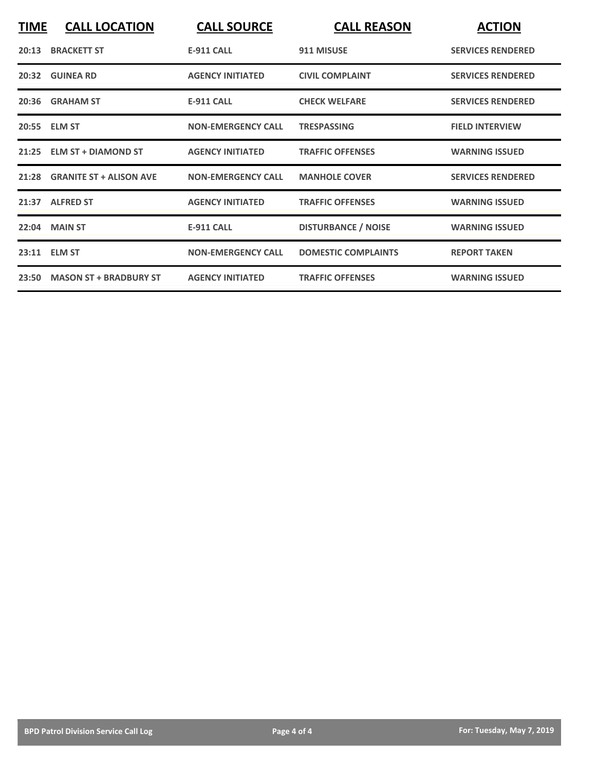| TIME | CALL LOCATION | CALL SOURCE | CALL REASON | ACTION |
| --- | --- | --- | --- | --- |
| 20:13 | BRACKETT ST | E-911 CALL | 911 MISUSE | SERVICES RENDERED |
| 20:32 | GUINEA RD | AGENCY INITIATED | CIVIL COMPLAINT | SERVICES RENDERED |
| 20:36 | GRAHAM ST | E-911 CALL | CHECK WELFARE | SERVICES RENDERED |
| 20:55 | ELM ST | NON-EMERGENCY CALL | TRESPASSING | FIELD INTERVIEW |
| 21:25 | ELM ST + DIAMOND ST | AGENCY INITIATED | TRAFFIC OFFENSES | WARNING ISSUED |
| 21:28 | GRANITE ST + ALISON AVE | NON-EMERGENCY CALL | MANHOLE COVER | SERVICES RENDERED |
| 21:37 | ALFRED ST | AGENCY INITIATED | TRAFFIC OFFENSES | WARNING ISSUED |
| 22:04 | MAIN ST | E-911 CALL | DISTURBANCE / NOISE | WARNING ISSUED |
| 23:11 | ELM ST | NON-EMERGENCY CALL | DOMESTIC COMPLAINTS | REPORT TAKEN |
| 23:50 | MASON ST + BRADBURY ST | AGENCY INITIATED | TRAFFIC OFFENSES | WARNING ISSUED |